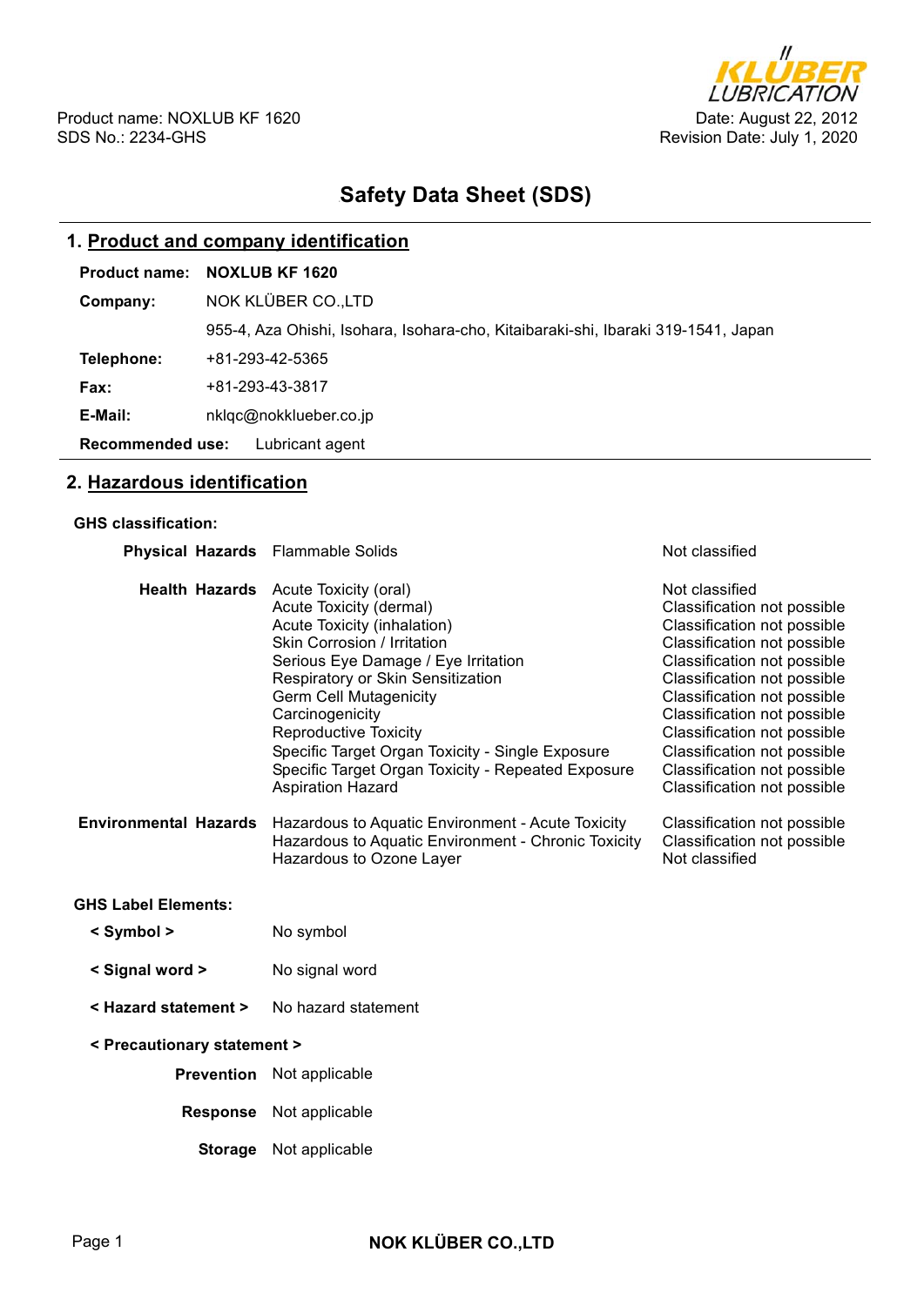Product name: NOXLUB KF 1620
SDS No.: 2234-GHS

Date: August 22, 2012
Revision Date: July 1, 2020

# Safety Data Sheet (SDS)

## 1. Product and company identification

**Product name:** **NOXLUB KF 1620**

**Company:** NOK KLÜBER CO.,LTD

955-4, Aza Ohishi, Isohara, Isohara-cho, Kitaibaraki-shi, Ibaraki 319-1541, Japan

**Telephone:** +81-293-42-5365

**Fax:** +81-293-43-3817

**E-Mail:** nklqc@nokklueber.co.jp

**Recommended use:** Lubricant agent

## 2. Hazardous identification

**GHS classification:**

| | | |
|---|---|---|
| **Physical Hazards** | Flammable Solids | Not classified |
| **Health Hazards** | Acute Toxicity (oral) | Not classified |
| | Acute Toxicity (dermal) | Classification not possible |
| | Acute Toxicity (inhalation) | Classification not possible |
| | Skin Corrosion / Irritation | Classification not possible |
| | Serious Eye Damage / Eye Irritation | Classification not possible |
| | Respiratory or Skin Sensitization | Classification not possible |
| | Germ Cell Mutagenicity | Classification not possible |
| | Carcinogenicity | Classification not possible |
| | Reproductive Toxicity | Classification not possible |
| | Specific Target Organ Toxicity - Single Exposure | Classification not possible |
| | Specific Target Organ Toxicity - Repeated Exposure | Classification not possible |
| | Aspiration Hazard | Classification not possible |
| **Environmental Hazards** | Hazardous to Aquatic Environment - Acute Toxicity | Classification not possible |
| | Hazardous to Aquatic Environment - Chronic Toxicity | Classification not possible |
| | Hazardous to Ozone Layer | Not classified |

**GHS Label Elements:**

**< Symbol >** No symbol

**< Signal word >** No signal word

**< Hazard statement >** No hazard statement

**< Precautionary statement >**

**Prevention** Not applicable

**Response** Not applicable

**Storage** Not applicable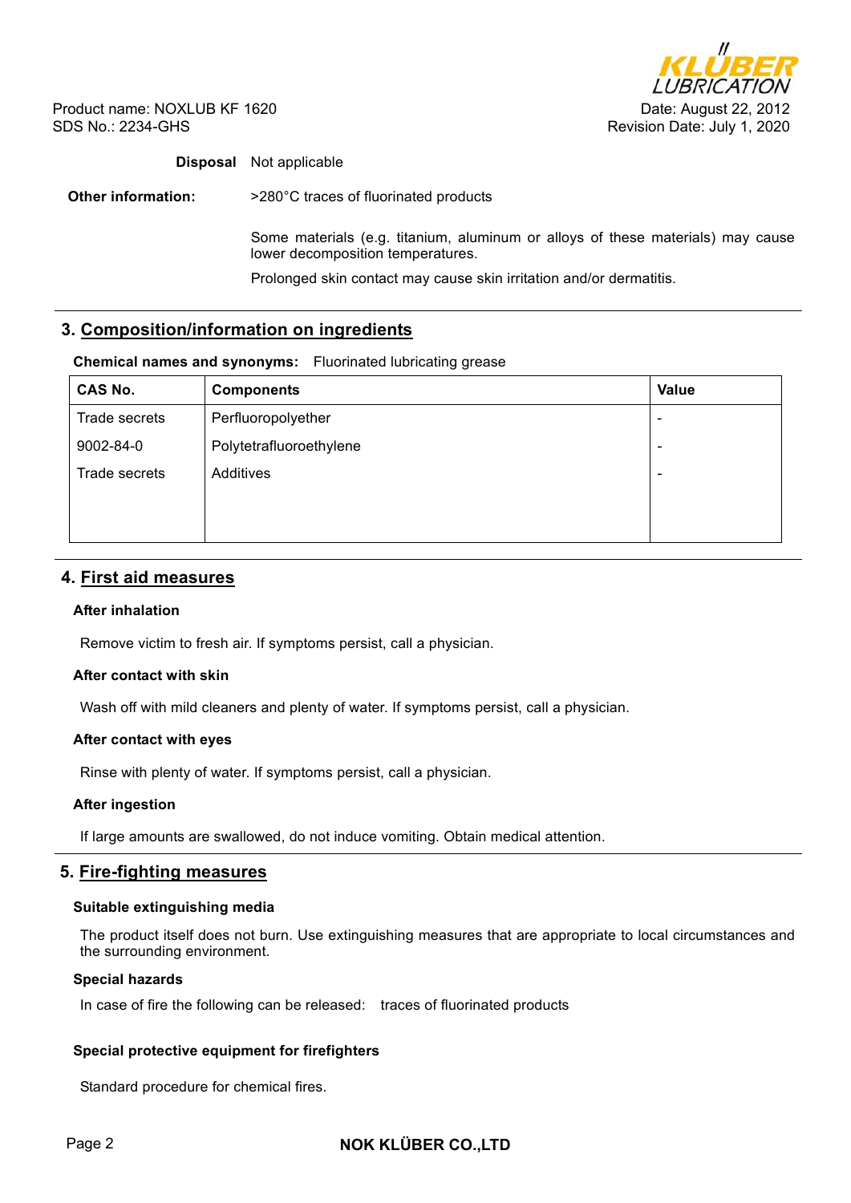**Disposal** Not applicable

**Other information:** >280°C traces of fluorinated products

Some materials (e.g. titanium, aluminum or alloys of these materials) may cause lower decomposition temperatures.

Prolonged skin contact may cause skin irritation and/or dermatitis.

## 3. Composition/information on ingredients

**Chemical names and synonyms:** Fluorinated lubricating grease

| CAS No. | Components | Value |
|---|---|---|
| Trade secrets | Perfluoropolyether | - |
| 9002-84-0 | Polytetrafluoroethylene | - |
| Trade secrets | Additives | - |

## 4. First aid measures

**After inhalation**

Remove victim to fresh air. If symptoms persist, call a physician.

**After contact with skin**

Wash off with mild cleaners and plenty of water. If symptoms persist, call a physician.

**After contact with eyes**

Rinse with plenty of water. If symptoms persist, call a physician.

**After ingestion**

If large amounts are swallowed, do not induce vomiting. Obtain medical attention.

## 5. Fire-fighting measures

**Suitable extinguishing media**

The product itself does not burn. Use extinguishing measures that are appropriate to local circumstances and the surrounding environment.

**Special hazards**

In case of fire the following can be released: traces of fluorinated products

**Special protective equipment for firefighters**

Standard procedure for chemical fires.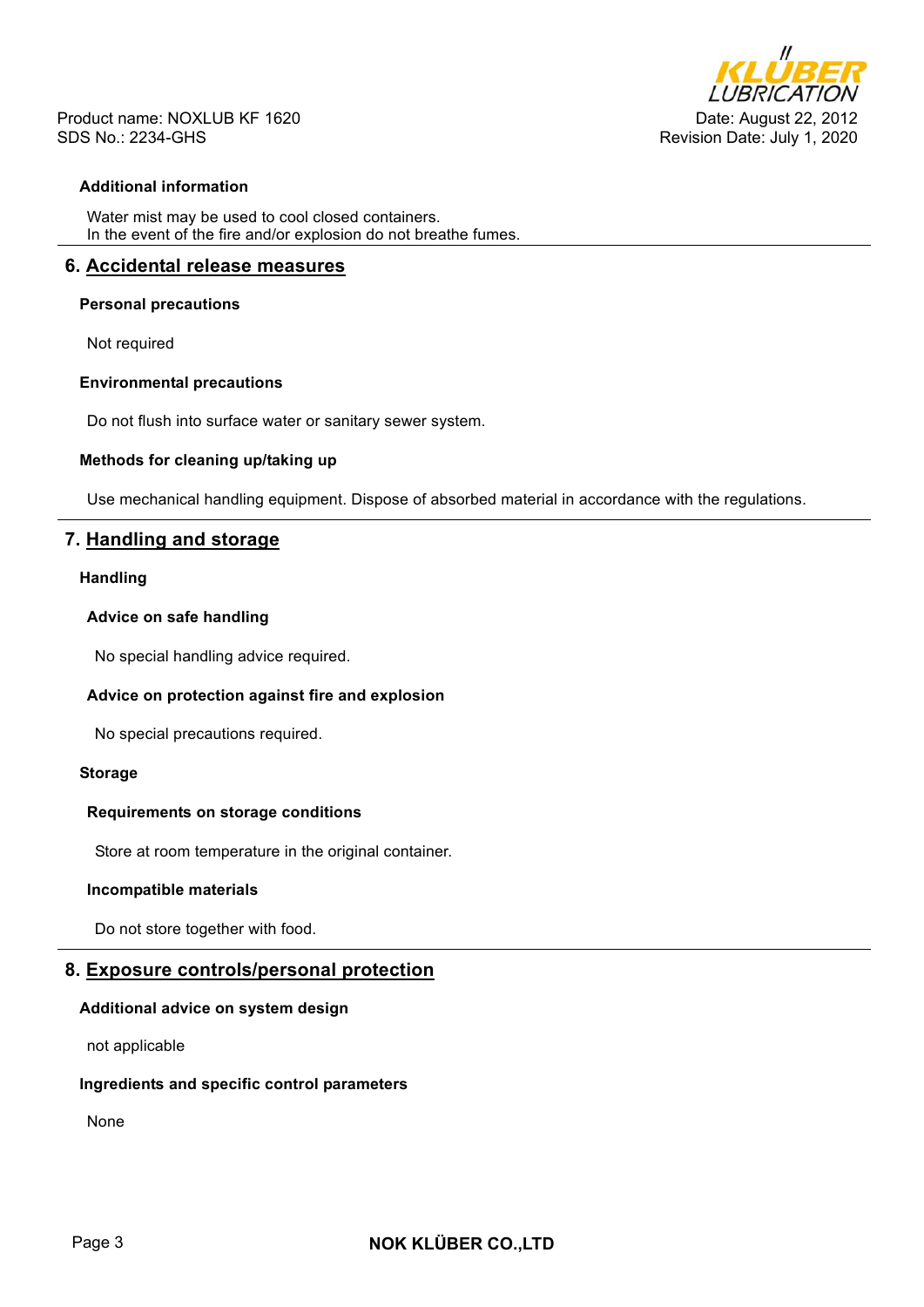#### Additional information

Water mist may be used to cool closed containers.
In the event of the fire and/or explosion do not breathe fumes.

## 6. Accidental release measures

#### Personal precautions

Not required

#### Environmental precautions

Do not flush into surface water or sanitary sewer system.

#### Methods for cleaning up/taking up

Use mechanical handling equipment. Dispose of absorbed material in accordance with the regulations.

## 7. Handling and storage

#### Handling

##### Advice on safe handling

No special handling advice required.

##### Advice on protection against fire and explosion

No special precautions required.

#### Storage

##### Requirements on storage conditions

Store at room temperature in the original container.

##### Incompatible materials

Do not store together with food.

## 8. Exposure controls/personal protection

#### Additional advice on system design

not applicable

#### Ingredients and specific control parameters

None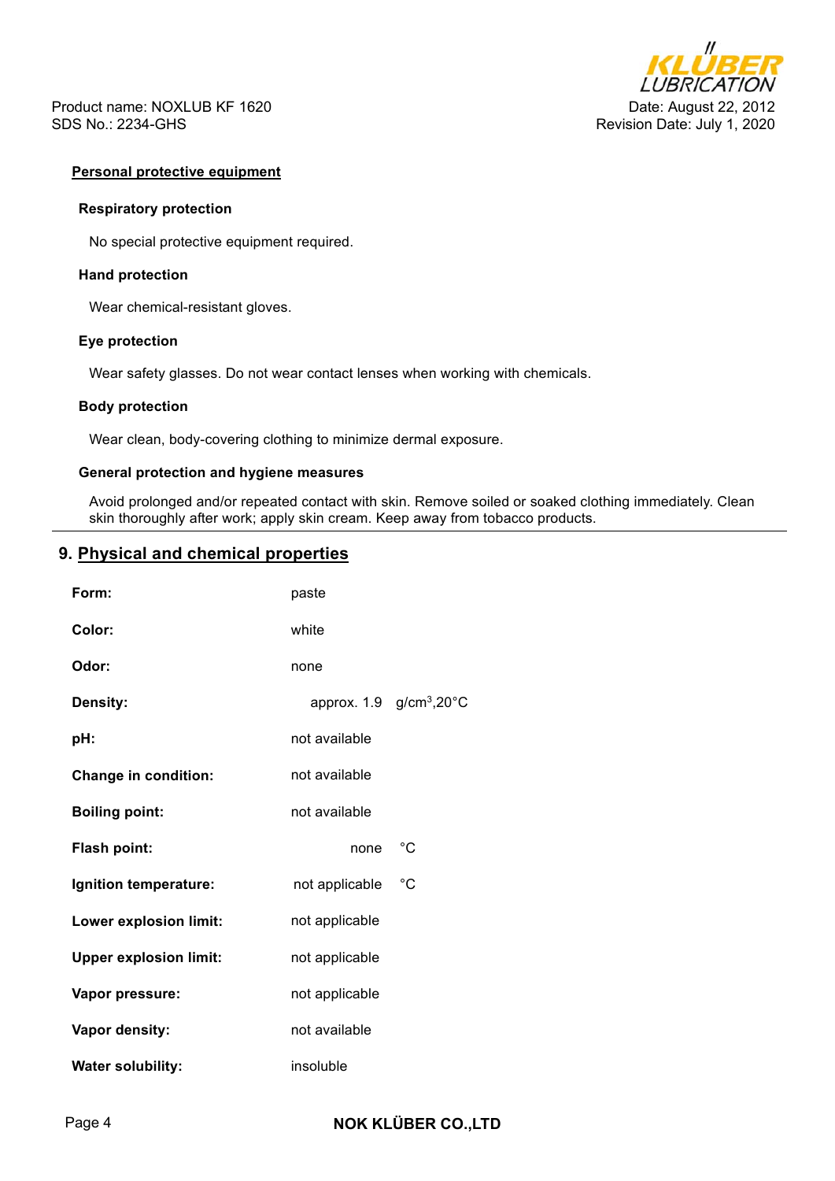### Personal protective equipment

#### Respiratory protection

No special protective equipment required.

#### Hand protection

Wear chemical-resistant gloves.

#### Eye protection

Wear safety glasses. Do not wear contact lenses when working with chemicals.

#### Body protection

Wear clean, body-covering clothing to minimize dermal exposure.

#### General protection and hygiene measures

Avoid prolonged and/or repeated contact with skin. Remove soiled or soaked clothing immediately. Clean skin thoroughly after work; apply skin cream. Keep away from tobacco products.

## 9. Physical and chemical properties

| | |
|---|---|
| **Form:** | paste |
| **Color:** | white |
| **Odor:** | none |
| **Density:** | approx. 1.9 g/cm$^3$,20°C |
| **pH:** | not available |
| **Change in condition:** | not available |
| **Boiling point:** | not available |
| **Flash point:** | none °C |
| **Ignition temperature:** | not applicable °C |
| **Lower explosion limit:** | not applicable |
| **Upper explosion limit:** | not applicable |
| **Vapor pressure:** | not applicable |
| **Vapor density:** | not available |
| **Water solubility:** | insoluble |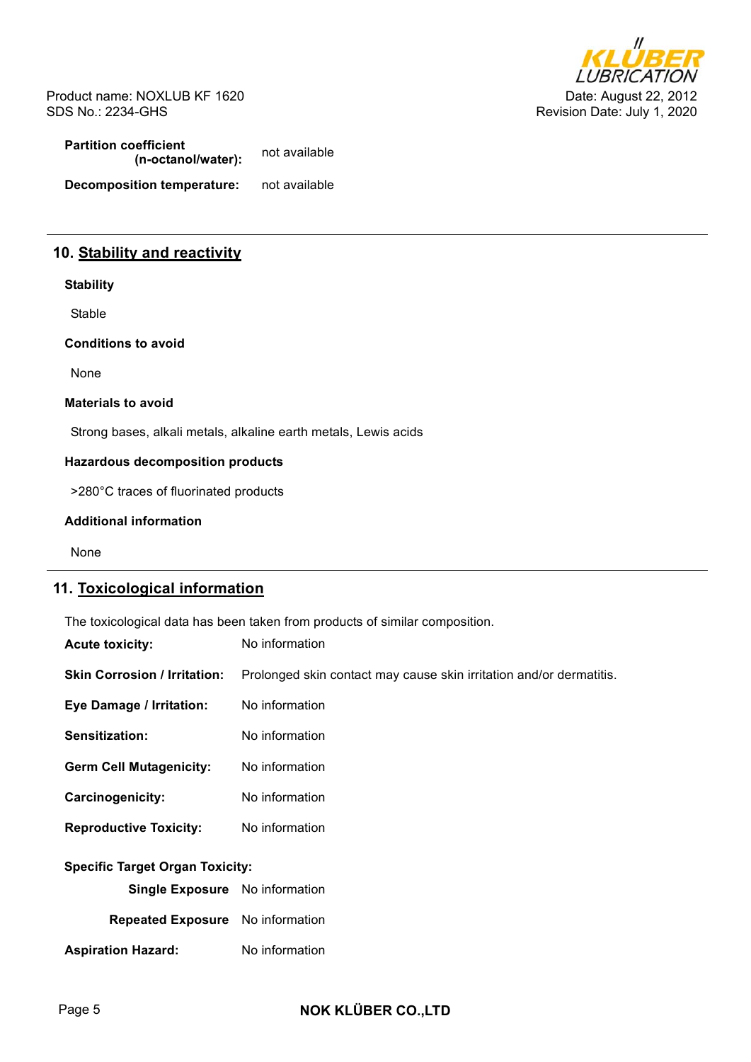**Partition coefficient (n-octanol/water):** not available

**Decomposition temperature:** not available

## 10. Stability and reactivity

**Stability**

Stable

**Conditions to avoid**

None

**Materials to avoid**

Strong bases, alkali metals, alkaline earth metals, Lewis acids

**Hazardous decomposition products**

>280°C traces of fluorinated products

**Additional information**

None

## 11. Toxicological information

The toxicological data has been taken from products of similar composition.

**Acute toxicity:** No information

**Skin Corrosion / Irritation:** Prolonged skin contact may cause skin irritation and/or dermatitis.

**Eye Damage / Irritation:** No information

**Sensitization:** No information

**Germ Cell Mutagenicity:** No information

**Carcinogenicity:** No information

**Reproductive Toxicity:** No information

**Specific Target Organ Toxicity:**

**Single Exposure** No information

**Repeated Exposure** No information

**Aspiration Hazard:** No information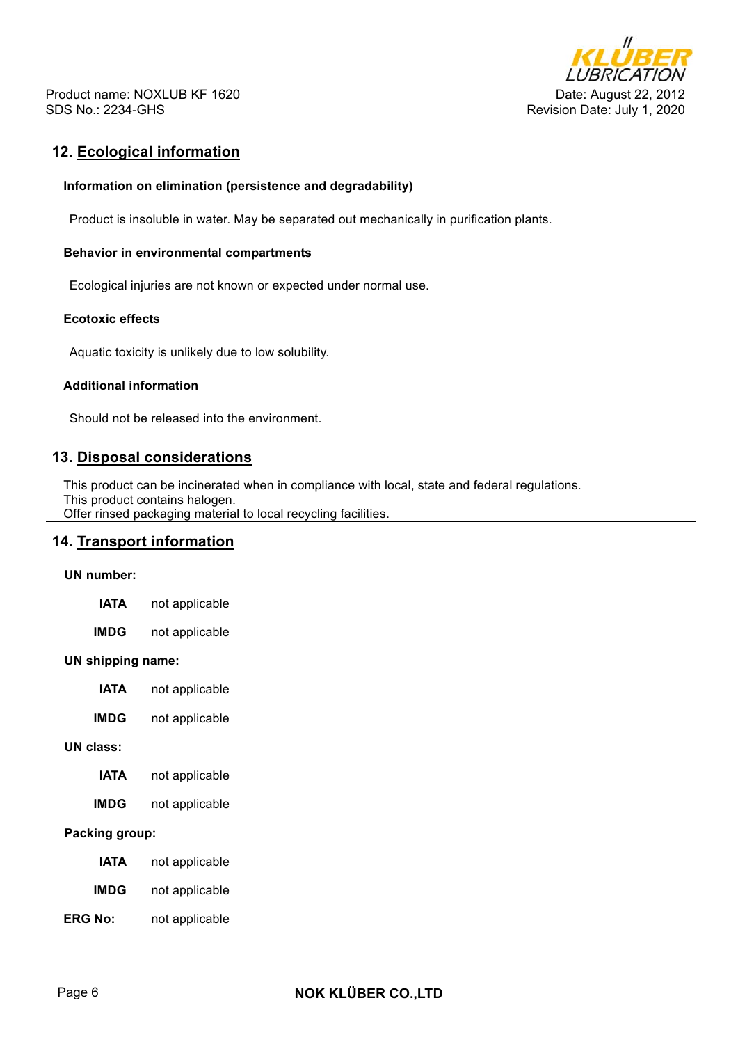## 12. Ecological information

**Information on elimination (persistence and degradability)**

Product is insoluble in water. May be separated out mechanically in purification plants.

**Behavior in environmental compartments**

Ecological injuries are not known or expected under normal use.

**Ecotoxic effects**

Aquatic toxicity is unlikely due to low solubility.

**Additional information**

Should not be released into the environment.

## 13. Disposal considerations

This product can be incinerated when in compliance with local, state and federal regulations.
This product contains halogen.
Offer rinsed packaging material to local recycling facilities.

## 14. Transport information

**UN number:**

**IATA** not applicable

**IMDG** not applicable

**UN shipping name:**

**IATA** not applicable

**IMDG** not applicable

**UN class:**

**IATA** not applicable

**IMDG** not applicable

**Packing group:**

**IATA** not applicable

**IMDG** not applicable

**ERG No:** not applicable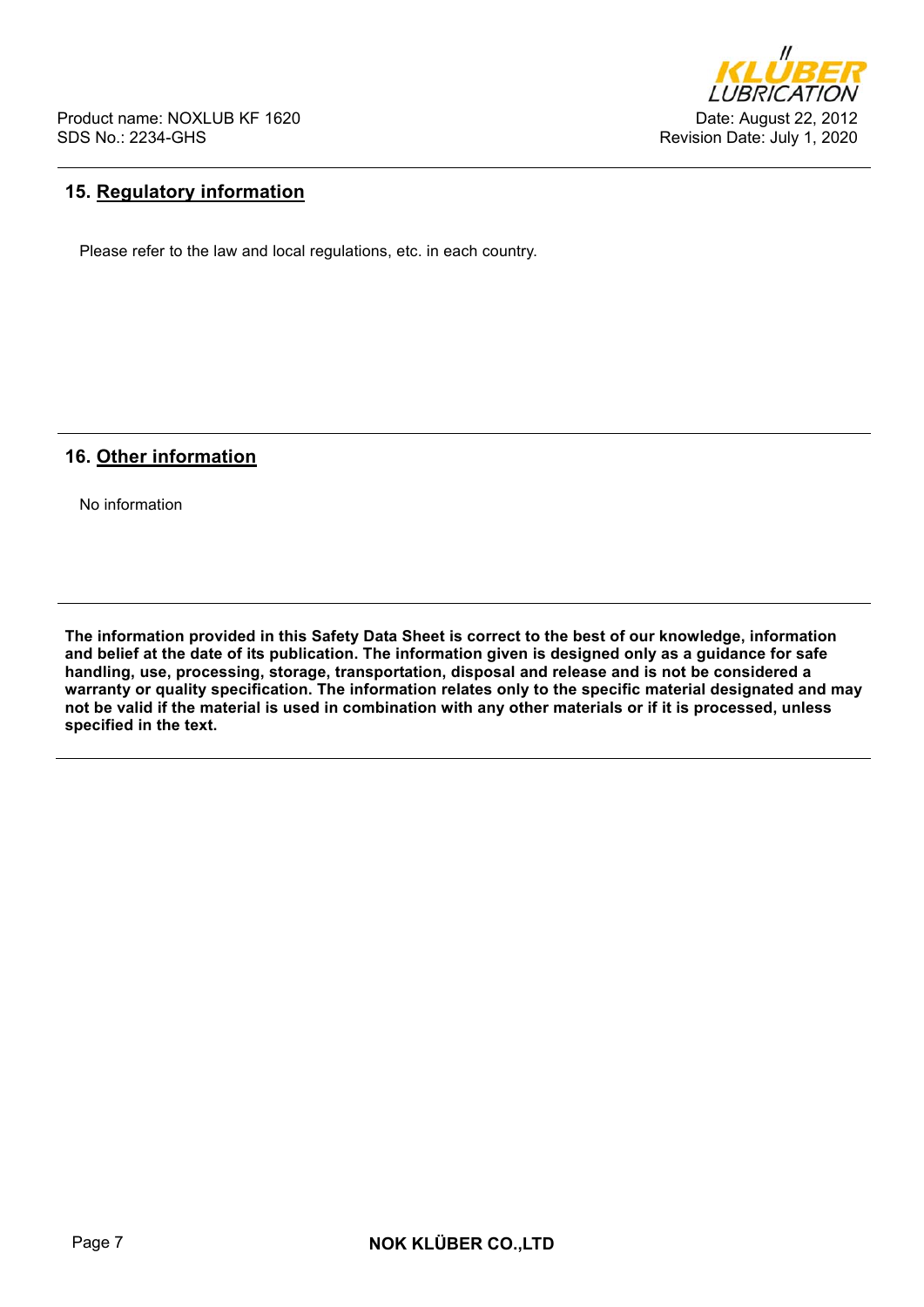## 15. Regulatory information

Please refer to the law and local regulations, etc. in each country.

## 16. Other information

No information

**The information provided in this Safety Data Sheet is correct to the best of our knowledge, information and belief at the date of its publication. The information given is designed only as a guidance for safe handling, use, processing, storage, transportation, disposal and release and is not be considered a warranty or quality specification. The information relates only to the specific material designated and may not be valid if the material is used in combination with any other materials or if it is processed, unless specified in the text.**